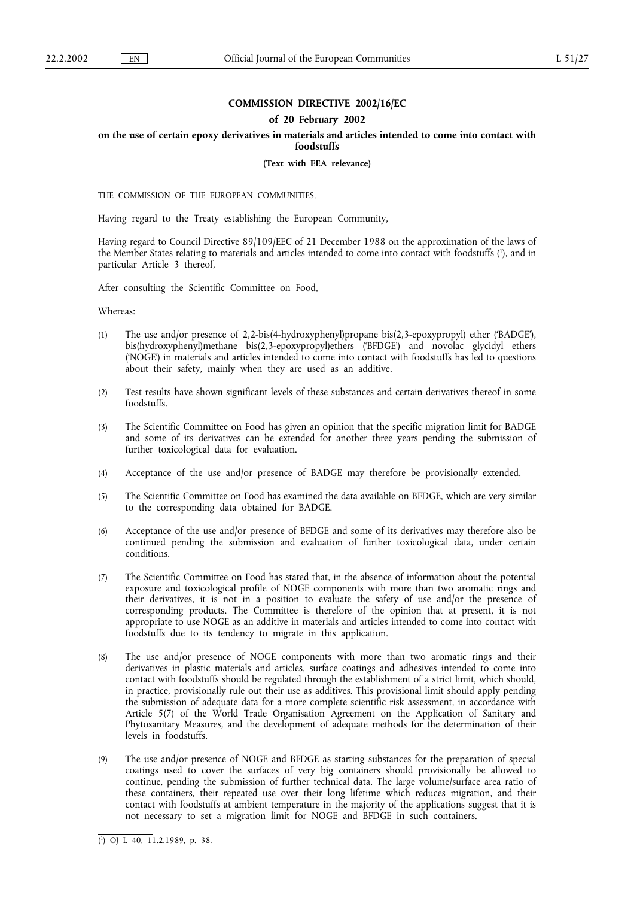# COMMISSION DIRECTIVE 2002/16/EC

## of 20 February 2002

## on the use of certain epoxy derivatives in materials and articles intended to come into contact with foodstuffs

**(Text with EEA relevance)**

THE COMMISSION OF THE EUROPEAN COMMUNITIES,

Having regard to the Treaty establishing the European Community,

Having regard to Council Directive 89/109/EEC of 21 December 1988 on the approximation of the laws of the Member States relating to materials and articles intended to come into contact with foodstuffs ([1]), and in particular Article 3 thereof,

After consulting the Scientific Committee on Food,

Whereas:

(1) The use and/or presence of 2,2-bis(4-hydroxyphenyl)propane bis(2,3-epoxypropyl) ether ('BADGE'), bis(hydroxyphenyl)methane bis(2,3-epoxypropyl)ethers ('BFDGE') and novolac glycidyl ethers ('NOGE') in materials and articles intended to come into contact with foodstuffs has led to questions about their safety, mainly when they are used as an additive.

(2) Test results have shown significant levels of these substances and certain derivatives thereof in some foodstuffs.

(3) The Scientific Committee on Food has given an opinion that the specific migration limit for BADGE and some of its derivatives can be extended for another three years pending the submission of further toxicological data for evaluation.

(4) Acceptance of the use and/or presence of BADGE may therefore be provisionally extended.

(5) The Scientific Committee on Food has examined the data available on BFDGE, which are very similar to the corresponding data obtained for BADGE.

(6) Acceptance of the use and/or presence of BFDGE and some of its derivatives may therefore also be continued pending the submission and evaluation of further toxicological data, under certain conditions.

(7) The Scientific Committee on Food has stated that, in the absence of information about the potential exposure and toxicological profile of NOGE components with more than two aromatic rings and their derivatives, it is not in a position to evaluate the safety of use and/or the presence of corresponding products. The Committee is therefore of the opinion that at present, it is not appropriate to use NOGE as an additive in materials and articles intended to come into contact with foodstuffs due to its tendency to migrate in this application.

(8) The use and/or presence of NOGE components with more than two aromatic rings and their derivatives in plastic materials and articles, surface coatings and adhesives intended to come into contact with foodstuffs should be regulated through the establishment of a strict limit, which should, in practice, provisionally rule out their use as additives. This provisional limit should apply pending the submission of adequate data for a more complete scientific risk assessment, in accordance with Article 5(7) of the World Trade Organisation Agreement on the Application of Sanitary and Phytosanitary Measures, and the development of adequate methods for the determination of their levels in foodstuffs.

(9) The use and/or presence of NOGE and BFDGE as starting substances for the preparation of special coatings used to cover the surfaces of very big containers should provisionally be allowed to continue, pending the submission of further technical data. The large volume/surface area ratio of these containers, their repeated use over their long lifetime which reduces migration, and their contact with foodstuffs at ambient temperature in the majority of the applications suggest that it is not necessary to set a migration limit for NOGE and BFDGE in such containers.

---

([1]) OJ L 40, 11.2.1989, p. 38.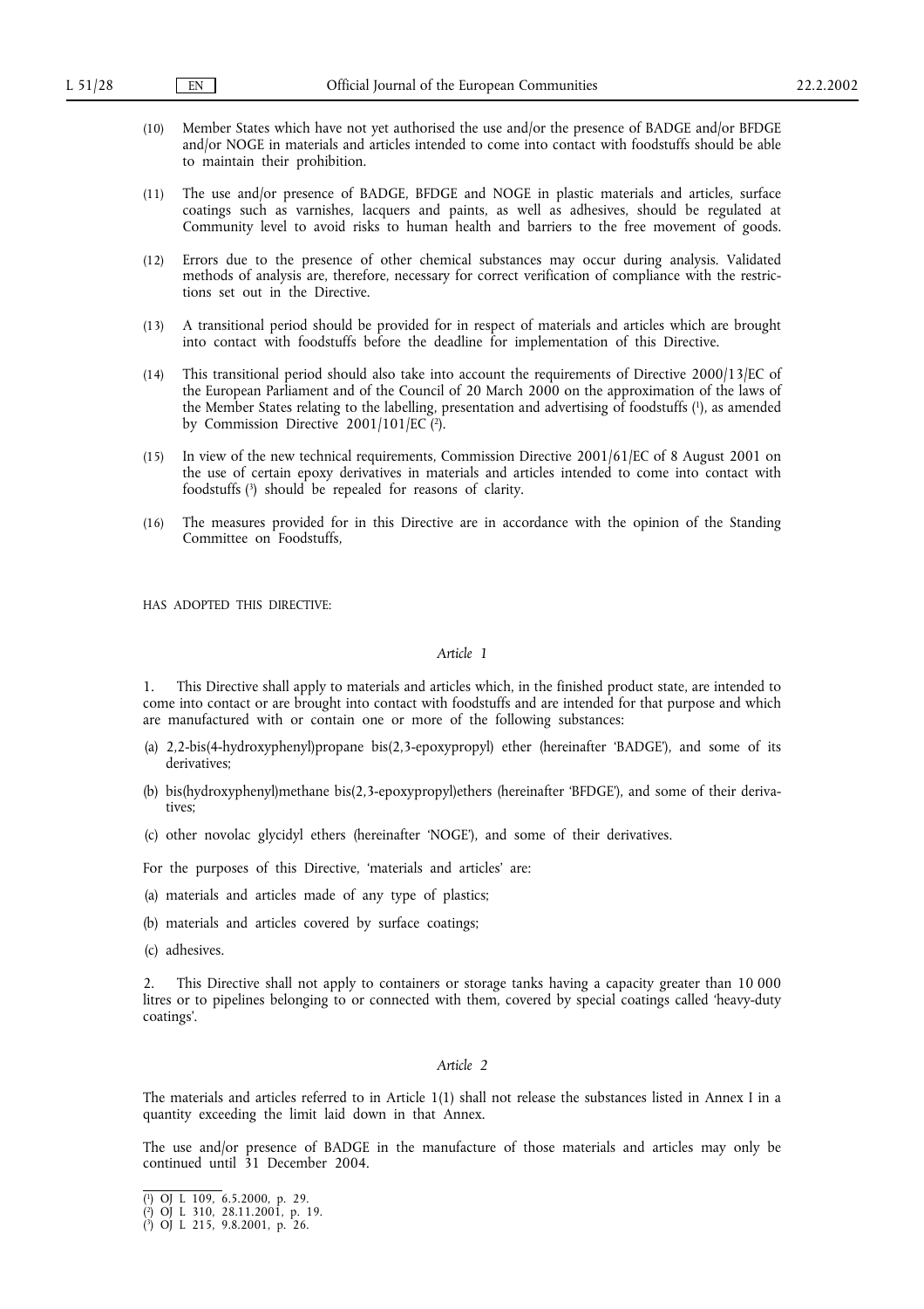(10) Member States which have not yet authorised the use and/or the presence of BADGE and/or BFDGE and/or NOGE in materials and articles intended to come into contact with foodstuffs should be able to maintain their prohibition.

(11) The use and/or presence of BADGE, BFDGE and NOGE in plastic materials and articles, surface coatings such as varnishes, lacquers and paints, as well as adhesives, should be regulated at Community level to avoid risks to human health and barriers to the free movement of goods.

(12) Errors due to the presence of other chemical substances may occur during analysis. Validated methods of analysis are, therefore, necessary for correct verification of compliance with the restrictions set out in the Directive.

(13) A transitional period should be provided for in respect of materials and articles which are brought into contact with foodstuffs before the deadline for implementation of this Directive.

(14) This transitional period should also take into account the requirements of Directive 2000/13/EC of the European Parliament and of the Council of 20 March 2000 on the approximation of the laws of the Member States relating to the labelling, presentation and advertising of foodstuffs [1], as amended by Commission Directive 2001/101/EC [2].

(15) In view of the new technical requirements, Commission Directive 2001/61/EC of 8 August 2001 on the use of certain epoxy derivatives in materials and articles intended to come into contact with foodstuffs [3] should be repealed for reasons of clarity.

(16) The measures provided for in this Directive are in accordance with the opinion of the Standing Committee on Foodstuffs,

HAS ADOPTED THIS DIRECTIVE:

*Article 1*

1. This Directive shall apply to materials and articles which, in the finished product state, are intended to come into contact or are brought into contact with foodstuffs and are intended for that purpose and which are manufactured with or contain one or more of the following substances:

(a) 2,2-bis(4-hydroxyphenyl)propane bis(2,3-epoxypropyl) ether (hereinafter 'BADGE'), and some of its derivatives;

(b) bis(hydroxyphenyl)methane bis(2,3-epoxypropyl)ethers (hereinafter 'BFDGE'), and some of their derivatives;

(c) other novolac glycidyl ethers (hereinafter 'NOGE'), and some of their derivatives.

For the purposes of this Directive, 'materials and articles' are:

(a) materials and articles made of any type of plastics;

(b) materials and articles covered by surface coatings;

(c) adhesives.

2. This Directive shall not apply to containers or storage tanks having a capacity greater than 10 000 litres or to pipelines belonging to or connected with them, covered by special coatings called 'heavy-duty coatings'.

*Article 2*

The materials and articles referred to in Article 1(1) shall not release the substances listed in Annex I in a quantity exceeding the limit laid down in that Annex.

The use and/or presence of BADGE in the manufacture of those materials and articles may only be continued until 31 December 2004.

---

[1] OJ L 109, 6.5.2000, p. 29.
[2] OJ L 310, 28.11.2001, p. 19.
[3] OJ L 215, 9.8.2001, p. 26.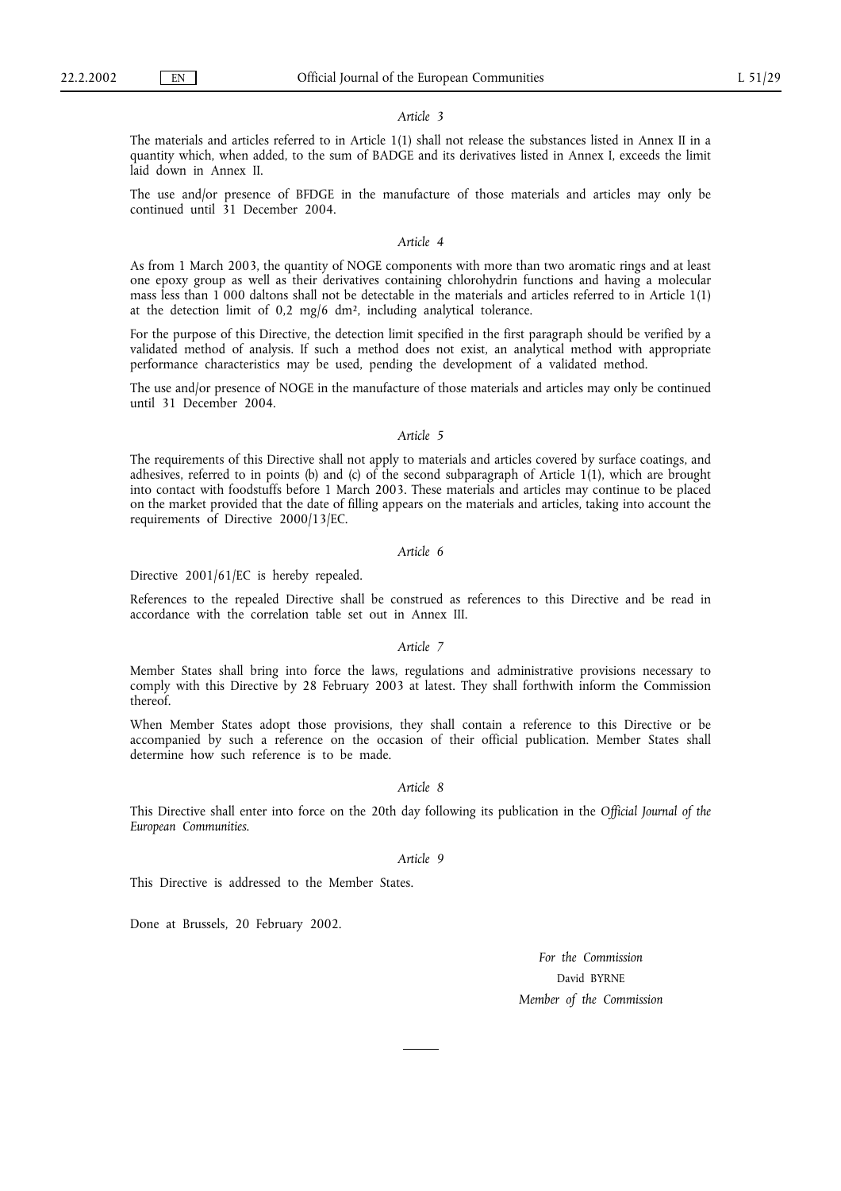*Article 3*

The materials and articles referred to in Article 1(1) shall not release the substances listed in Annex II in a quantity which, when added, to the sum of BADGE and its derivatives listed in Annex I, exceeds the limit laid down in Annex II.

The use and/or presence of BFDGE in the manufacture of those materials and articles may only be continued until 31 December 2004.

*Article 4*

As from 1 March 2003, the quantity of NOGE components with more than two aromatic rings and at least one epoxy group as well as their derivatives containing chlorohydrin functions and having a molecular mass less than 1 000 daltons shall not be detectable in the materials and articles referred to in Article 1(1) at the detection limit of 0,2 mg/6 $dm^2$, including analytical tolerance.

For the purpose of this Directive, the detection limit specified in the first paragraph should be verified by a validated method of analysis. If such a method does not exist, an analytical method with appropriate performance characteristics may be used, pending the development of a validated method.

The use and/or presence of NOGE in the manufacture of those materials and articles may only be continued until 31 December 2004.

*Article 5*

The requirements of this Directive shall not apply to materials and articles covered by surface coatings, and adhesives, referred to in points (b) and (c) of the second subparagraph of Article 1(1), which are brought into contact with foodstuffs before 1 March 2003. These materials and articles may continue to be placed on the market provided that the date of filling appears on the materials and articles, taking into account the requirements of Directive 2000/13/EC.

*Article 6*

Directive 2001/61/EC is hereby repealed.

References to the repealed Directive shall be construed as references to this Directive and be read in accordance with the correlation table set out in Annex III.

*Article 7*

Member States shall bring into force the laws, regulations and administrative provisions necessary to comply with this Directive by 28 February 2003 at latest. They shall forthwith inform the Commission thereof.

When Member States adopt those provisions, they shall contain a reference to this Directive or be accompanied by such a reference on the occasion of their official publication. Member States shall determine how such reference is to be made.

*Article 8*

This Directive shall enter into force on the 20th day following its publication in the *Official Journal of the European Communities*.

*Article 9*

This Directive is addressed to the Member States.

Done at Brussels, 20 February 2002.

*For the Commission*

David BYRNE

*Member of the Commission*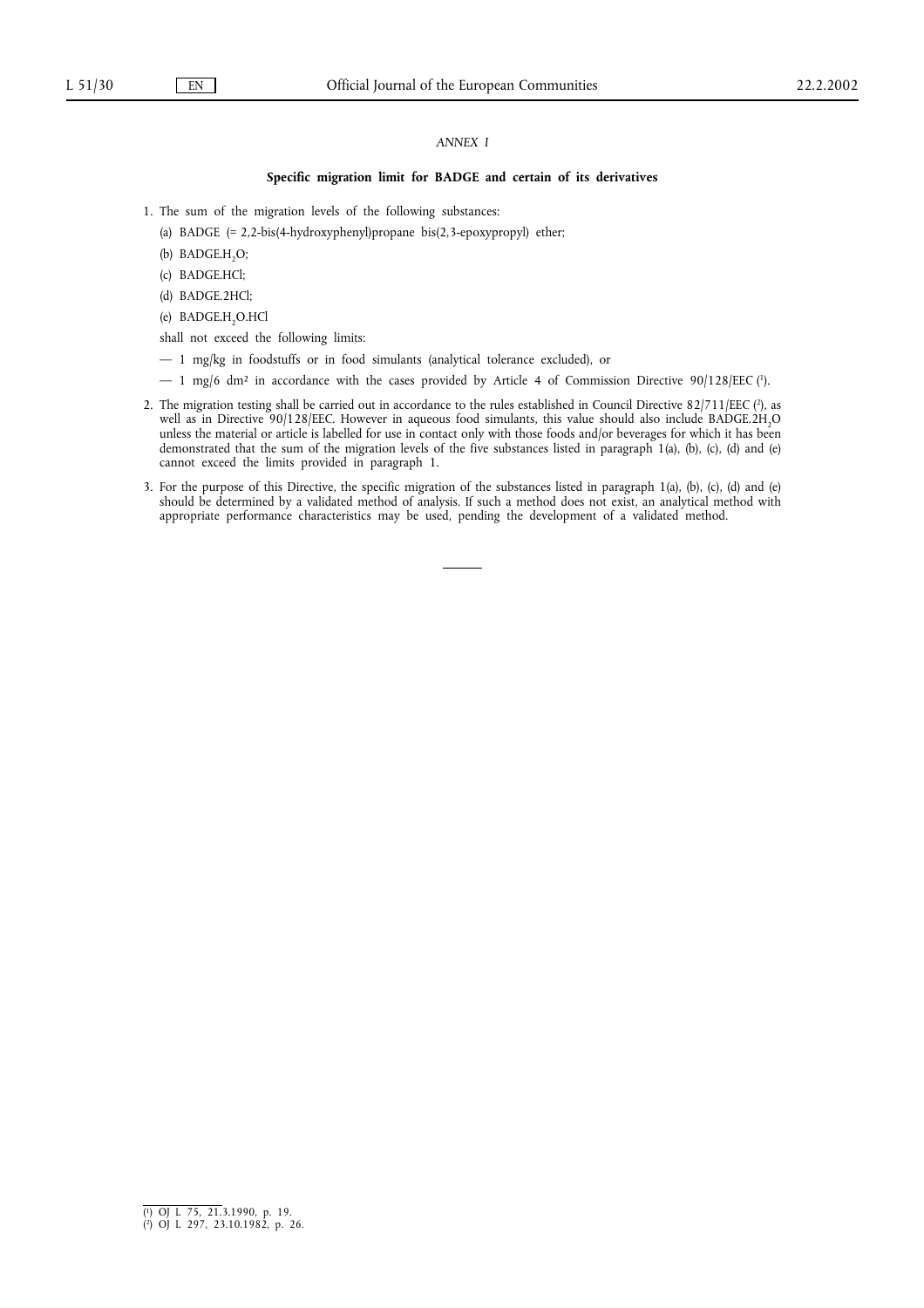*ANNEX I*

**Specific migration limit for BADGE and certain of its derivatives**

1. The sum of the migration levels of the following substances:

   (a) BADGE (= 2,2-bis(4-hydroxyphenyl)propane bis(2,3-epoxypropyl) ether;

   (b) BADGE.$H_2O$;

   (c) BADGE.HCl;

   (d) BADGE.2HCl;

   (e) BADGE.$H_2O$.HCl

   shall not exceed the following limits:

   — 1 mg/kg in foodstuffs or in food simulants (analytical tolerance excluded), or

   — 1 mg/6 dm² in accordance with the cases provided by Article 4 of Commission Directive 90/128/EEC [1].

2. The migration testing shall be carried out in accordance to the rules established in Council Directive 82/711/EEC [2], as well as in Directive 90/128/EEC. However in aqueous food simulants, this value should also include BADGE.$2H_2O$ unless the material or article is labelled for use in contact only with those foods and/or beverages for which it has been demonstrated that the sum of the migration levels of the five substances listed in paragraph 1(a), (b), (c), (d) and (e) cannot exceed the limits provided in paragraph 1.

3. For the purpose of this Directive, the specific migration of the substances listed in paragraph 1(a), (b), (c), (d) and (e) should be determined by a validated method of analysis. If such a method does not exist, an analytical method with appropriate performance characteristics may be used, pending the development of a validated method.

---

[1] OJ L 75, 21.3.1990, p. 19.

[2] OJ L 297, 23.10.1982, p. 26.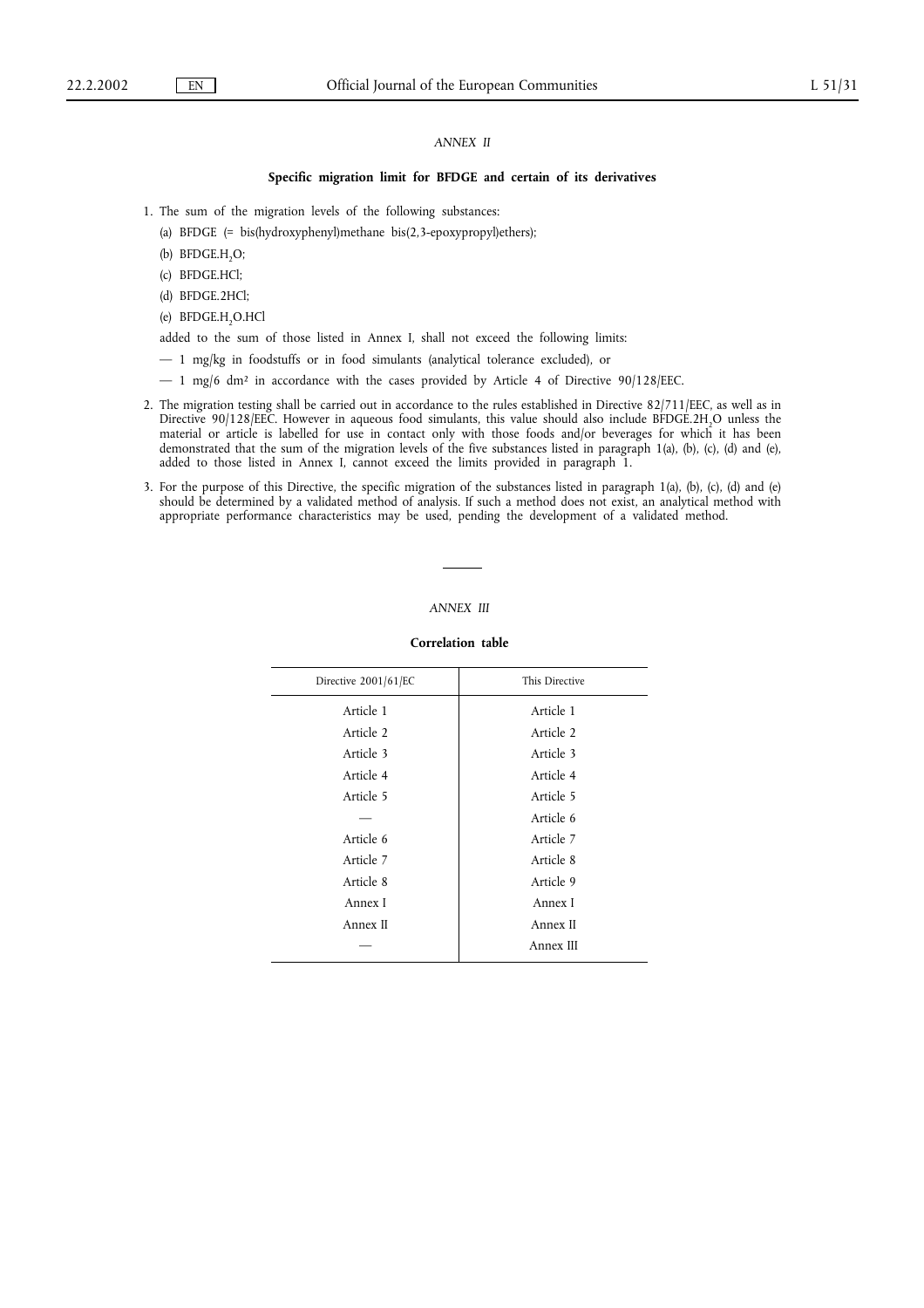*ANNEX II*

**Specific migration limit for BFDGE and certain of its derivatives**

1. The sum of the migration levels of the following substances:

   (a) BFDGE (= bis(hydroxyphenyl)methane bis(2,3-epoxypropyl)ethers);

   (b) BFDGE.$H_2O$;

   (c) BFDGE.HCl;

   (d) BFDGE.2HCl;

   (e) BFDGE.$H_2O$.HCl

   added to the sum of those listed in Annex I, shall not exceed the following limits:

   — 1 mg/kg in foodstuffs or in food simulants (analytical tolerance excluded), or

   — 1 mg/6 dm² in accordance with the cases provided by Article 4 of Directive 90/128/EEC.

2. The migration testing shall be carried out in accordance to the rules established in Directive 82/711/EEC, as well as in Directive 90/128/EEC. However in aqueous food simulants, this value should also include BFDGE.$2H_2O$ unless the material or article is labelled for use in contact only with those foods and/or beverages for which it has been demonstrated that the sum of the migration levels of the five substances listed in paragraph 1(a), (b), (c), (d) and (e), added to those listed in Annex I, cannot exceed the limits provided in paragraph 1.

3. For the purpose of this Directive, the specific migration of the substances listed in paragraph 1(a), (b), (c), (d) and (e) should be determined by a validated method of analysis. If such a method does not exist, an analytical method with appropriate performance characteristics may be used, pending the development of a validated method.

*ANNEX III*

**Correlation table**

| Directive 2001/61/EC | This Directive |
|---|---|
| Article 1 | Article 1 |
| Article 2 | Article 2 |
| Article 3 | Article 3 |
| Article 4 | Article 4 |
| Article 5 | Article 5 |
| — | Article 6 |
| Article 6 | Article 7 |
| Article 7 | Article 8 |
| Article 8 | Article 9 |
| Annex I | Annex I |
| Annex II | Annex II |
| — | Annex III |